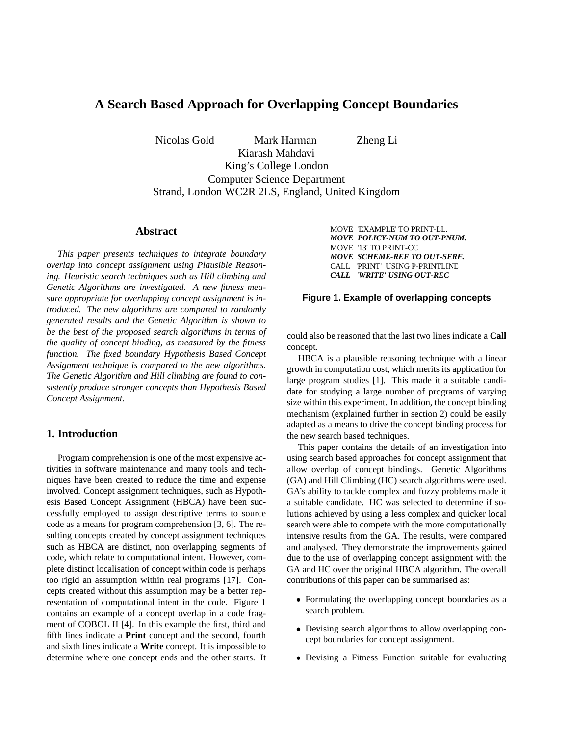# A Search Based Approach for Overlapping Concept Boundaries

Nicolas Gold　Mark Harman　Zheng Li
Kiarash Mahdavi
King's College London
Computer Science Department
Strand, London WC2R 2LS, England, United Kingdom

## Abstract

*This paper presents techniques to integrate boundary overlap into concept assignment using Plausible Reasoning. Heuristic search techniques such as Hill climbing and Genetic Algorithms are investigated. A new fitness measure appropriate for overlapping concept assignment is introduced. The new algorithms are compared to randomly generated results and the Genetic Algorithm is shown to be the best of the proposed search algorithms in terms of the quality of concept binding, as measured by the fitness function. The fixed boundary Hypothesis Based Concept Assignment technique is compared to the new algorithms. The Genetic Algorithm and Hill climbing are found to consistently produce stronger concepts than Hypothesis Based Concept Assignment.*

## 1. Introduction

Program comprehension is one of the most expensive activities in software maintenance and many tools and techniques have been created to reduce the time and expense involved. Concept assignment techniques, such as Hypothesis Based Concept Assignment (HBCA) have been successfully employed to assign descriptive terms to source code as a means for program comprehension [3, 6]. The resulting concepts created by concept assignment techniques such as HBCA are distinct, non overlapping segments of code, which relate to computational intent. However, complete distinct localisation of concept within code is perhaps too rigid an assumption within real programs [17]. Concepts created without this assumption may be a better representation of computational intent in the code. Figure 1 contains an example of a concept overlap in a code fragment of COBOL II [4]. In this example the first, third and fifth lines indicate a **Print** concept and the second, fourth and sixth lines indicate a **Write** concept. It is impossible to determine where one concept ends and the other starts. It could also be reasoned that the last two lines indicate a **Call** concept.

```
MOVE  'EXAMPLE' TO PRINT-LL.
MOVE  POLICY-NUM TO OUT-PNUM.
MOVE  '13' TO PRINT-CC
MOVE  SCHEME-REF TO OUT-SERF.
CALL  'PRINT'  USING P-PRINTLINE
CALL  'WRITE' USING OUT-REC
```

**Figure 1. Example of overlapping concepts**

HBCA is a plausible reasoning technique with a linear growth in computation cost, which merits its application for large program studies [1]. This made it a suitable candidate for studying a large number of programs of varying size within this experiment. In addition, the concept binding mechanism (explained further in section 2) could be easily adapted as a means to drive the concept binding process for the new search based techniques.

This paper contains the details of an investigation into using search based approaches for concept assignment that allow overlap of concept bindings. Genetic Algorithms (GA) and Hill Climbing (HC) search algorithms were used. GA's ability to tackle complex and fuzzy problems made it a suitable candidate. HC was selected to determine if solutions achieved by using a less complex and quicker local search were able to compete with the more computationally intensive results from the GA. The results, were compared and analysed. They demonstrate the improvements gained due to the use of overlapping concept assignment with the GA and HC over the original HBCA algorithm. The overall contributions of this paper can be summarised as:

- Formulating the overlapping concept boundaries as a search problem.
- Devising search algorithms to allow overlapping concept boundaries for concept assignment.
- Devising a Fitness Function suitable for evaluating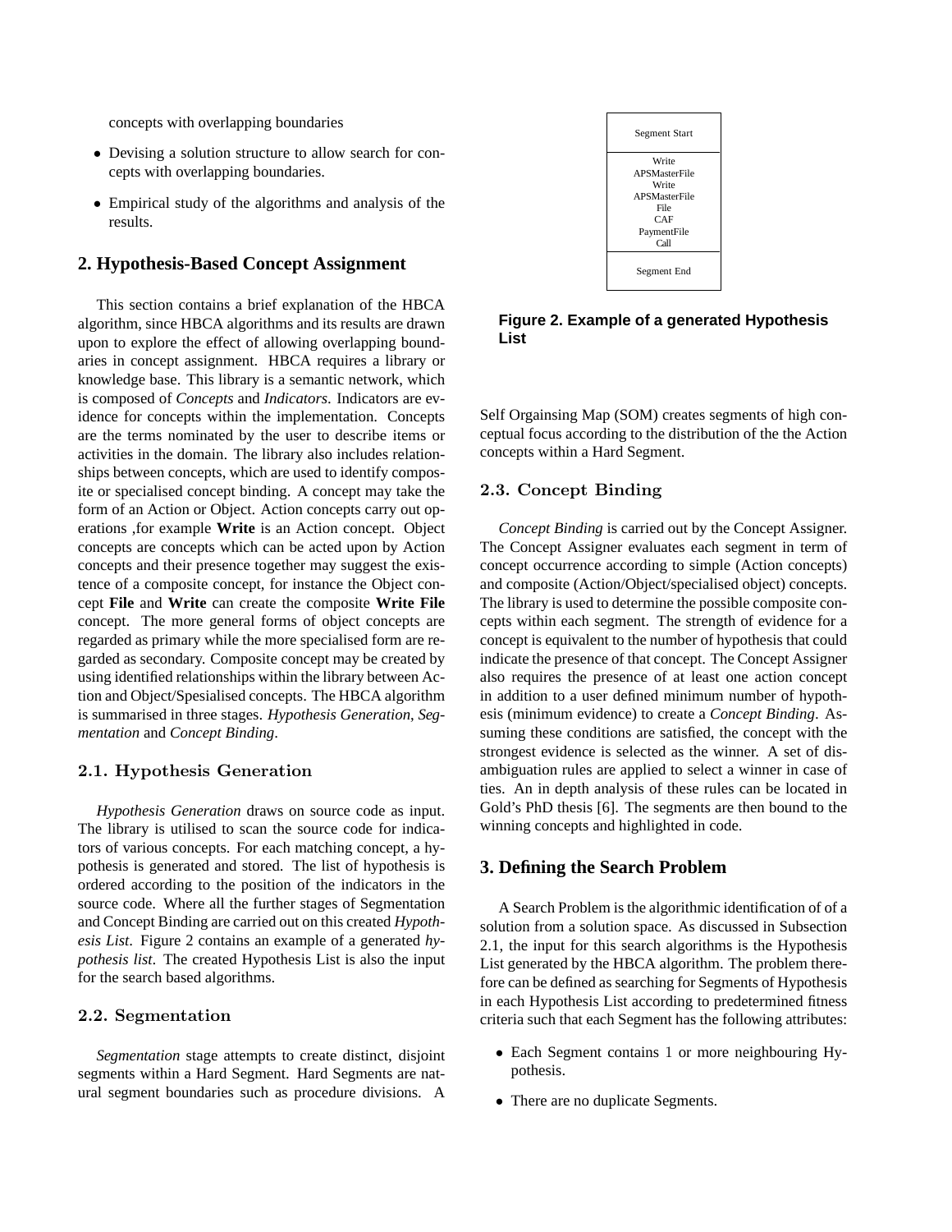concepts with overlapping boundaries

- Devising a solution structure to allow search for concepts with overlapping boundaries.
- Empirical study of the algorithms and analysis of the results.

## 2. Hypothesis-Based Concept Assignment

This section contains a brief explanation of the HBCA algorithm, since HBCA algorithms and its results are drawn upon to explore the effect of allowing overlapping boundaries in concept assignment. HBCA requires a library or knowledge base. This library is a semantic network, which is composed of *Concepts* and *Indicators*. Indicators are evidence for concepts within the implementation. Concepts are the terms nominated by the user to describe items or activities in the domain. The library also includes relationships between concepts, which are used to identify composite or specialised concept binding. A concept may take the form of an Action or Object. Action concepts carry out operations ,for example **Write** is an Action concept. Object concepts are concepts which can be acted upon by Action concepts and their presence together may suggest the existence of a composite concept, for instance the Object concept **File** and **Write** can create the composite **Write File** concept. The more general forms of object concepts are regarded as primary while the more specialised form are regarded as secondary. Composite concept may be created by using identified relationships within the library between Action and Object/Spesialised concepts. The HBCA algorithm is summarised in three stages. *Hypothesis Generation*, *Segmentation* and *Concept Binding*.

### 2.1. Hypothesis Generation

*Hypothesis Generation* draws on source code as input. The library is utilised to scan the source code for indicators of various concepts. For each matching concept, a hypothesis is generated and stored. The list of hypothesis is ordered according to the position of the indicators in the source code. Where all the further stages of Segmentation and Concept Binding are carried out on this created *Hypothesis List*. Figure 2 contains an example of a generated *hypothesis list*. The created Hypothesis List is also the input for the search based algorithms.

### 2.2. Segmentation

*Segmentation* stage attempts to create distinct, disjoint segments within a Hard Segment. Hard Segments are natural segment boundaries such as procedure divisions. A Self Orgainsing Map (SOM) creates segments of high conceptual focus according to the distribution of the the Action concepts within a Hard Segment.

| Segment Start |
|---|
| Write<br>APSMasterFile<br>Write<br>APSMasterFile<br>File<br>CAF<br>PaymentFile<br>Call |
| Segment End |

**Figure 2. Example of a generated Hypothesis List**

### 2.3. Concept Binding

*Concept Binding* is carried out by the Concept Assigner. The Concept Assigner evaluates each segment in term of concept occurrence according to simple (Action concepts) and composite (Action/Object/specialised object) concepts. The library is used to determine the possible composite concepts within each segment. The strength of evidence for a concept is equivalent to the number of hypothesis that could indicate the presence of that concept. The Concept Assigner also requires the presence of at least one action concept in addition to a user defined minimum number of hypothesis (minimum evidence) to create a *Concept Binding*. Assuming these conditions are satisfied, the concept with the strongest evidence is selected as the winner. A set of disambiguation rules are applied to select a winner in case of ties. An in depth analysis of these rules can be located in Gold's PhD thesis [6]. The segments are then bound to the winning concepts and highlighted in code.

## 3. Defining the Search Problem

A Search Problem is the algorithmic identification of of a solution from a solution space. As discussed in Subsection 2.1, the input for this search algorithms is the Hypothesis List generated by the HBCA algorithm. The problem therefore can be defined as searching for Segments of Hypothesis in each Hypothesis List according to predetermined fitness criteria such that each Segment has the following attributes:

- Each Segment contains 1 or more neighbouring Hypothesis.
- There are no duplicate Segments.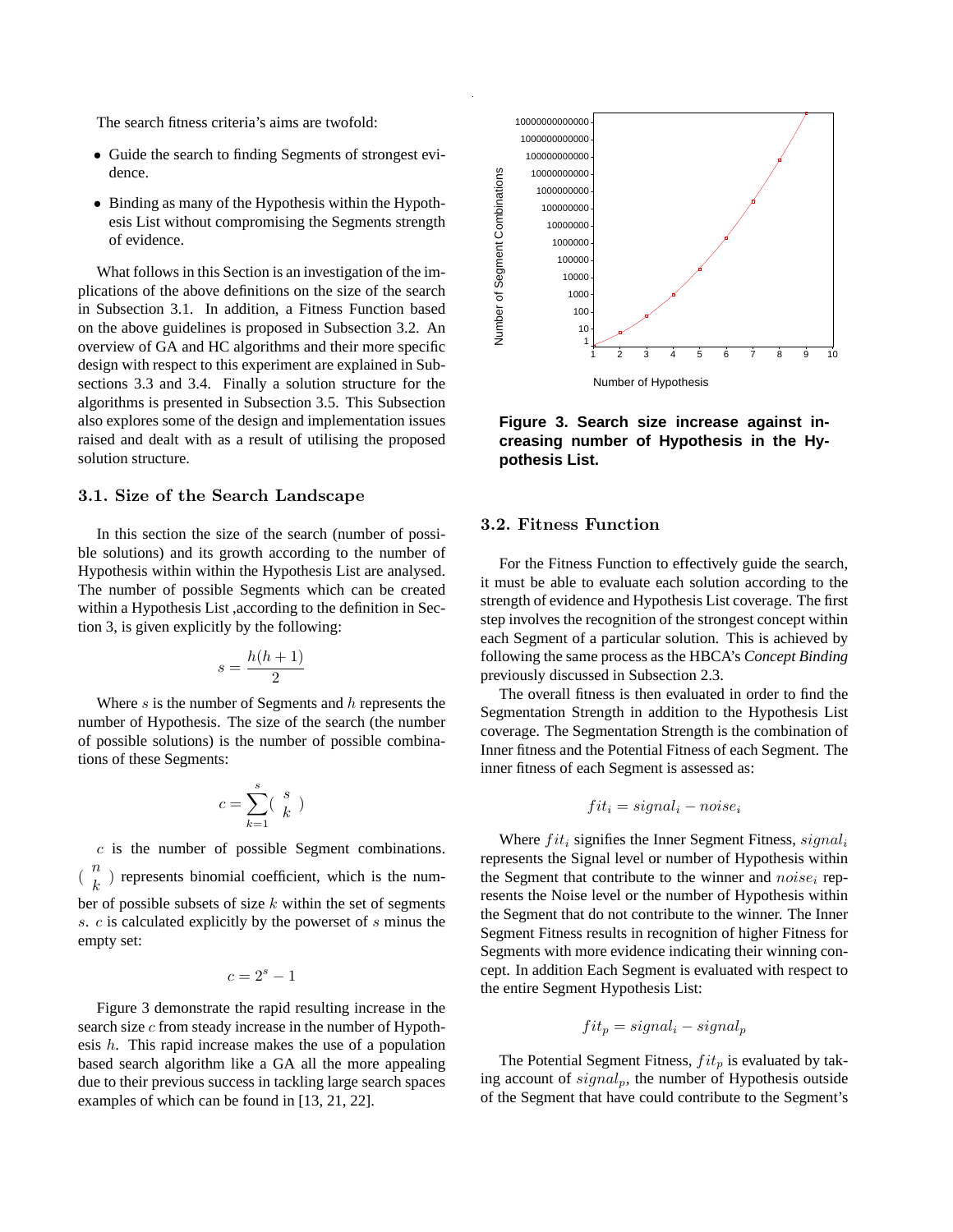The search fitness criteria's aims are twofold:

- Guide the search to finding Segments of strongest evidence.
- Binding as many of the Hypothesis within the Hypothesis List without compromising the Segments strength of evidence.

What follows in this Section is an investigation of the implications of the above definitions on the size of the search in Subsection 3.1. In addition, a Fitness Function based on the above guidelines is proposed in Subsection 3.2. An overview of GA and HC algorithms and their more specific design with respect to this experiment are explained in Subsections 3.3 and 3.4. Finally a solution structure for the algorithms is presented in Subsection 3.5. This Subsection also explores some of the design and implementation issues raised and dealt with as a result of utilising the proposed solution structure.

### 3.1. Size of the Search Landscape

In this section the size of the search (number of possible solutions) and its growth according to the number of Hypothesis within within the Hypothesis List are analysed. The number of possible Segments which can be created within a Hypothesis List ,according to the definition in Section 3, is given explicitly by the following:

$$s = \frac{h(h+1)}{2}$$

Where $s$ is the number of Segments and $h$ represents the number of Hypothesis. The size of the search (the number of possible solutions) is the number of possible combinations of these Segments:

$$c = \sum_{k=1}^{s} \binom{s}{k}$$

$c$ is the number of possible Segment combinations. $\binom{n}{k}$ represents binomial coefficient, which is the number of possible subsets of size $k$ within the set of segments $s$. $c$ is calculated explicitly by the powerset of $s$ minus the empty set:

$$c = 2^s - 1$$

Figure 3 demonstrate the rapid resulting increase in the search size $c$ from steady increase in the number of Hypothesis $h$. This rapid increase makes the use of a population based search algorithm like a GA all the more appealing due to their previous success in tackling large search spaces examples of which can be found in [13, 21, 22].

**Figure 3. Search size increase against increasing number of Hypothesis in the Hypothesis List.**

### 3.2. Fitness Function

For the Fitness Function to effectively guide the search, it must be able to evaluate each solution according to the strength of evidence and Hypothesis List coverage. The first step involves the recognition of the strongest concept within each Segment of a particular solution. This is achieved by following the same process as the HBCA's *Concept Binding* previously discussed in Subsection 2.3.

The overall fitness is then evaluated in order to find the Segmentation Strength in addition to the Hypothesis List coverage. The Segmentation Strength is the combination of Inner fitness and the Potential Fitness of each Segment. The inner fitness of each Segment is assessed as:

$$fit_i = signal_i - noise_i$$

Where $fit_i$ signifies the Inner Segment Fitness, $signal_i$ represents the Signal level or number of Hypothesis within the Segment that contribute to the winner and $noise_i$ represents the Noise level or the number of Hypothesis within the Segment that do not contribute to the winner. The Inner Segment Fitness results in recognition of higher Fitness for Segments with more evidence indicating their winning concept. In addition Each Segment is evaluated with respect to the entire Segment Hypothesis List:

$$fit_p = signal_i - signal_p$$

The Potential Segment Fitness, $fit_p$ is evaluated by taking account of $signal_p$, the number of Hypothesis outside of the Segment that have could contribute to the Segment's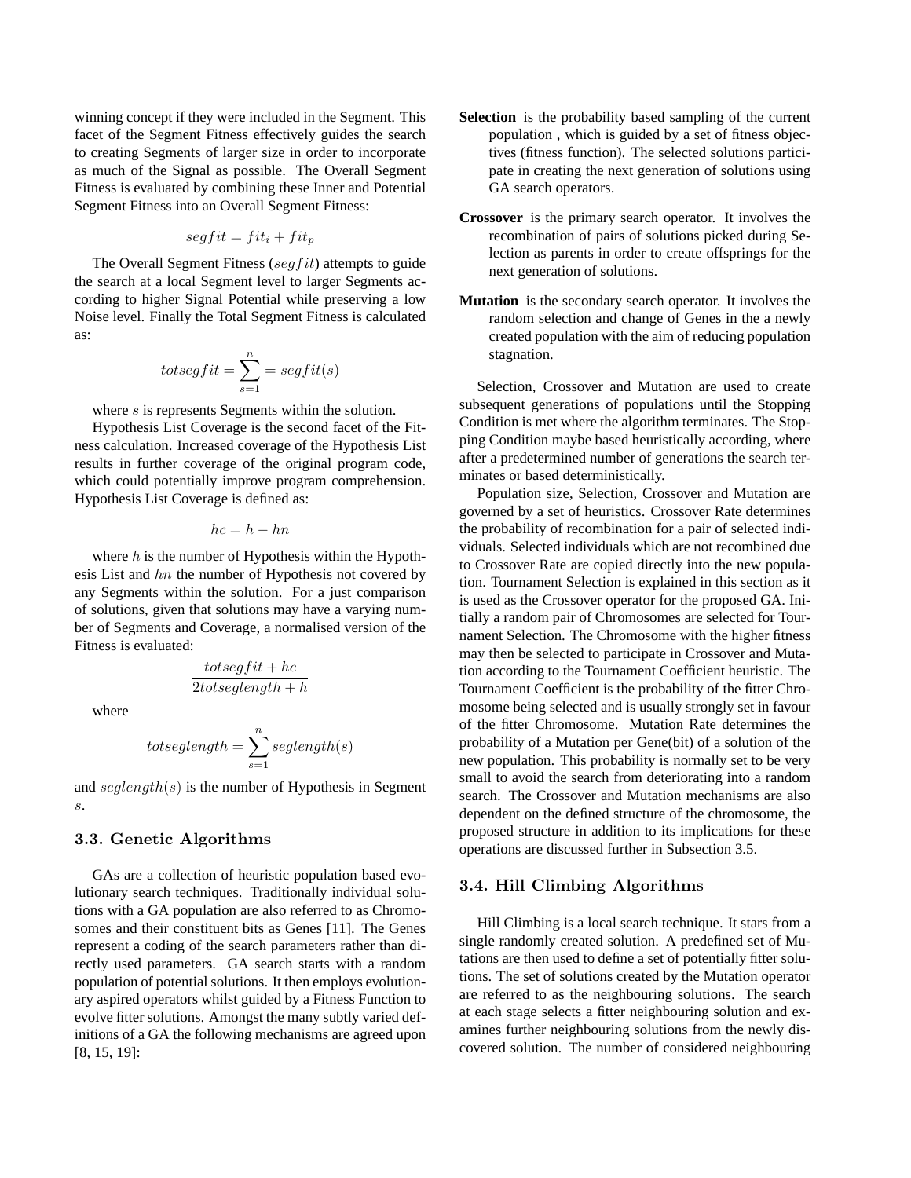winning concept if they were included in the Segment. This facet of the Segment Fitness effectively guides the search to creating Segments of larger size in order to incorporate as much of the Signal as possible. The Overall Segment Fitness is evaluated by combining these Inner and Potential Segment Fitness into an Overall Segment Fitness:

$$segfit = fit_i + fit_p$$

The Overall Segment Fitness ($segfit$) attempts to guide the search at a local Segment level to larger Segments according to higher Signal Potential while preserving a low Noise level. Finally the Total Segment Fitness is calculated as:

$$totsegfit = \sum_{s=1}^{n} = segfit(s)$$

where $s$ is represents Segments within the solution.

Hypothesis List Coverage is the second facet of the Fitness calculation. Increased coverage of the Hypothesis List results in further coverage of the original program code, which could potentially improve program comprehension. Hypothesis List Coverage is defined as:

$$hc = h - hn$$

where $h$ is the number of Hypothesis within the Hypothesis List and $hn$ the number of Hypothesis not covered by any Segments within the solution. For a just comparison of solutions, given that solutions may have a varying number of Segments and Coverage, a normalised version of the Fitness is evaluated:

$$\frac{totsegfit + hc}{2totseglength + h}$$

where

$$totseglength = \sum_{s=1}^{n} seglength(s)$$

and $seglength(s)$ is the number of Hypothesis in Segment $s$.

### 3.3. Genetic Algorithms

GAs are a collection of heuristic population based evolutionary search techniques. Traditionally individual solutions with a GA population are also referred to as Chromosomes and their constituent bits as Genes [11]. The Genes represent a coding of the search parameters rather than directly used parameters. GA search starts with a random population of potential solutions. It then employs evolutionary aspired operators whilst guided by a Fitness Function to evolve fitter solutions. Amongst the many subtly varied definitions of a GA the following mechanisms are agreed upon [8, 15, 19]:

**Selection** is the probability based sampling of the current population , which is guided by a set of fitness objectives (fitness function). The selected solutions participate in creating the next generation of solutions using GA search operators.

**Crossover** is the primary search operator. It involves the recombination of pairs of solutions picked during Selection as parents in order to create offsprings for the next generation of solutions.

**Mutation** is the secondary search operator. It involves the random selection and change of Genes in the a newly created population with the aim of reducing population stagnation.

Selection, Crossover and Mutation are used to create subsequent generations of populations until the Stopping Condition is met where the algorithm terminates. The Stopping Condition maybe based heuristically according, where after a predetermined number of generations the search terminates or based deterministically.

Population size, Selection, Crossover and Mutation are governed by a set of heuristics. Crossover Rate determines the probability of recombination for a pair of selected individuals. Selected individuals which are not recombined due to Crossover Rate are copied directly into the new population. Tournament Selection is explained in this section as it is used as the Crossover operator for the proposed GA. Initially a random pair of Chromosomes are selected for Tournament Selection. The Chromosome with the higher fitness may then be selected to participate in Crossover and Mutation according to the Tournament Coefficient heuristic. The Tournament Coefficient is the probability of the fitter Chromosome being selected and is usually strongly set in favour of the fitter Chromosome. Mutation Rate determines the probability of a Mutation per Gene(bit) of a solution of the new population. This probability is normally set to be very small to avoid the search from deteriorating into a random search. The Crossover and Mutation mechanisms are also dependent on the defined structure of the chromosome, the proposed structure in addition to its implications for these operations are discussed further in Subsection 3.5.

### 3.4. Hill Climbing Algorithms

Hill Climbing is a local search technique. It stars from a single randomly created solution. A predefined set of Mutations are then used to define a set of potentially fitter solutions. The set of solutions created by the Mutation operator are referred to as the neighbouring solutions. The search at each stage selects a fitter neighbouring solution and examines further neighbouring solutions from the newly discovered solution. The number of considered neighbouring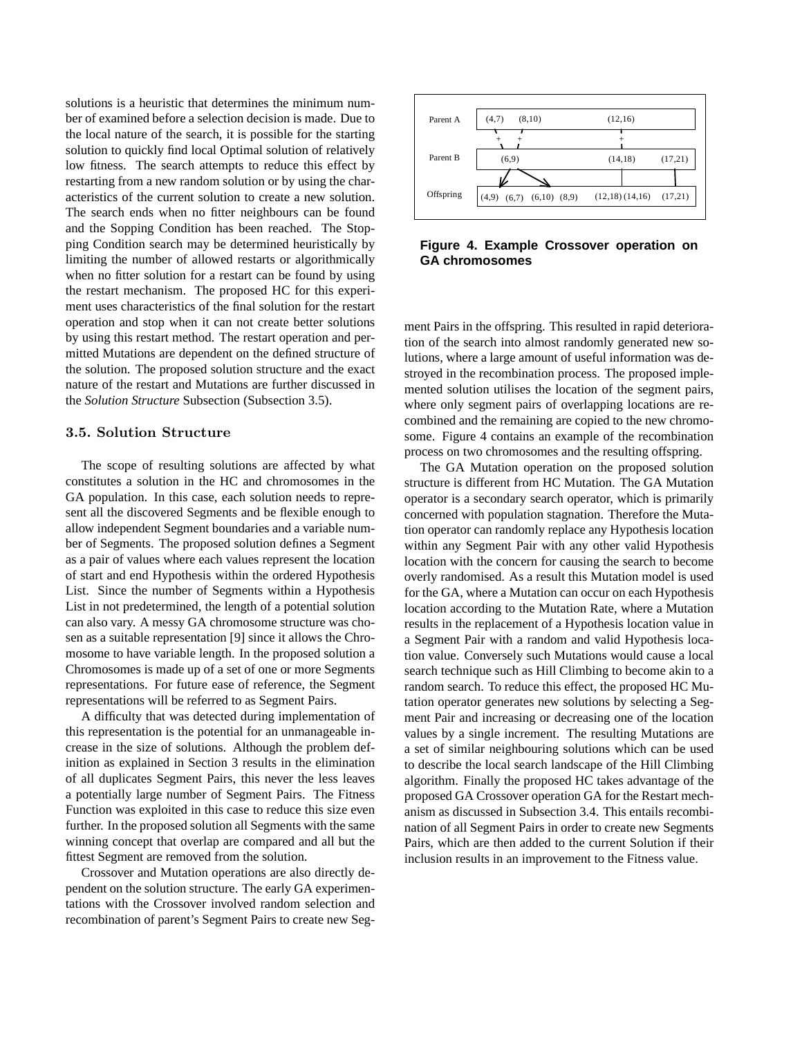solutions is a heuristic that determines the minimum number of examined before a selection decision is made. Due to the local nature of the search, it is possible for the starting solution to quickly find local Optimal solution of relatively low fitness. The search attempts to reduce this effect by restarting from a new random solution or by using the characteristics of the current solution to create a new solution. The search ends when no fitter neighbours can be found and the Sopping Condition has been reached. The Stopping Condition search may be determined heuristically by limiting the number of allowed restarts or algorithmically when no fitter solution for a restart can be found by using the restart mechanism. The proposed HC for this experiment uses characteristics of the final solution for the restart operation and stop when it can not create better solutions by using this restart method. The restart operation and permitted Mutations are dependent on the defined structure of the solution. The proposed solution structure and the exact nature of the restart and Mutations are further discussed in the *Solution Structure* Subsection (Subsection 3.5).

### 3.5. Solution Structure

The scope of resulting solutions are affected by what constitutes a solution in the HC and chromosomes in the GA population. In this case, each solution needs to represent all the discovered Segments and be flexible enough to allow independent Segment boundaries and a variable number of Segments. The proposed solution defines a Segment as a pair of values where each values represent the location of start and end Hypothesis within the ordered Hypothesis List. Since the number of Segments within a Hypothesis List in not predetermined, the length of a potential solution can also vary. A messy GA chromosome structure was chosen as a suitable representation [9] since it allows the Chromosome to have variable length. In the proposed solution a Chromosomes is made up of a set of one or more Segments representations. For future ease of reference, the Segment representations will be referred to as Segment Pairs.

A difficulty that was detected during implementation of this representation is the potential for an unmanageable increase in the size of solutions. Although the problem definition as explained in Section 3 results in the elimination of all duplicates Segment Pairs, this never the less leaves a potentially large number of Segment Pairs. The Fitness Function was exploited in this case to reduce this size even further. In the proposed solution all Segments with the same winning concept that overlap are compared and all but the fittest Segment are removed from the solution.

Crossover and Mutation operations are also directly dependent on the solution structure. The early GA experimentations with the Crossover involved random selection and recombination of parent's Segment Pairs to create new Segment Pairs in the offspring. This resulted in rapid deterioration of the search into almost randomly generated new solutions, where a large amount of useful information was destroyed in the recombination process. The proposed implemented solution utilises the location of the segment pairs, where only segment pairs of overlapping locations are recombined and the remaining are copied to the new chromosome. Figure 4 contains an example of the recombination process on two chromosomes and the resulting offspring.

| | | | | | | | |
|---|---|---|---|---|---|---|---|
| Parent A | (4,7) | (8,10) | | | (12,16) | | |
| Parent B | (6,9) | | | | (14,18) | | (17,21) |
| Offspring | (4,9) | (6,7) | (6,10) | (8,9) | (12,18) | (14,16) | (17,21) |

**Figure 4. Example Crossover operation on GA chromosomes**

The GA Mutation operation on the proposed solution structure is different from HC Mutation. The GA Mutation operator is a secondary search operator, which is primarily concerned with population stagnation. Therefore the Mutation operator can randomly replace any Hypothesis location within any Segment Pair with any other valid Hypothesis location with the concern for causing the search to become overly randomised. As a result this Mutation model is used for the GA, where a Mutation can occur on each Hypothesis location according to the Mutation Rate, where a Mutation results in the replacement of a Hypothesis location value in a Segment Pair with a random and valid Hypothesis location value. Conversely such Mutations would cause a local search technique such as Hill Climbing to become akin to a random search. To reduce this effect, the proposed HC Mutation operator generates new solutions by selecting a Segment Pair and increasing or decreasing one of the location values by a single increment. The resulting Mutations are a set of similar neighbouring solutions which can be used to describe the local search landscape of the Hill Climbing algorithm. Finally the proposed HC takes advantage of the proposed GA Crossover operation GA for the Restart mechanism as discussed in Subsection 3.4. This entails recombination of all Segment Pairs in order to create new Segments Pairs, which are then added to the current Solution if their inclusion results in an improvement to the Fitness value.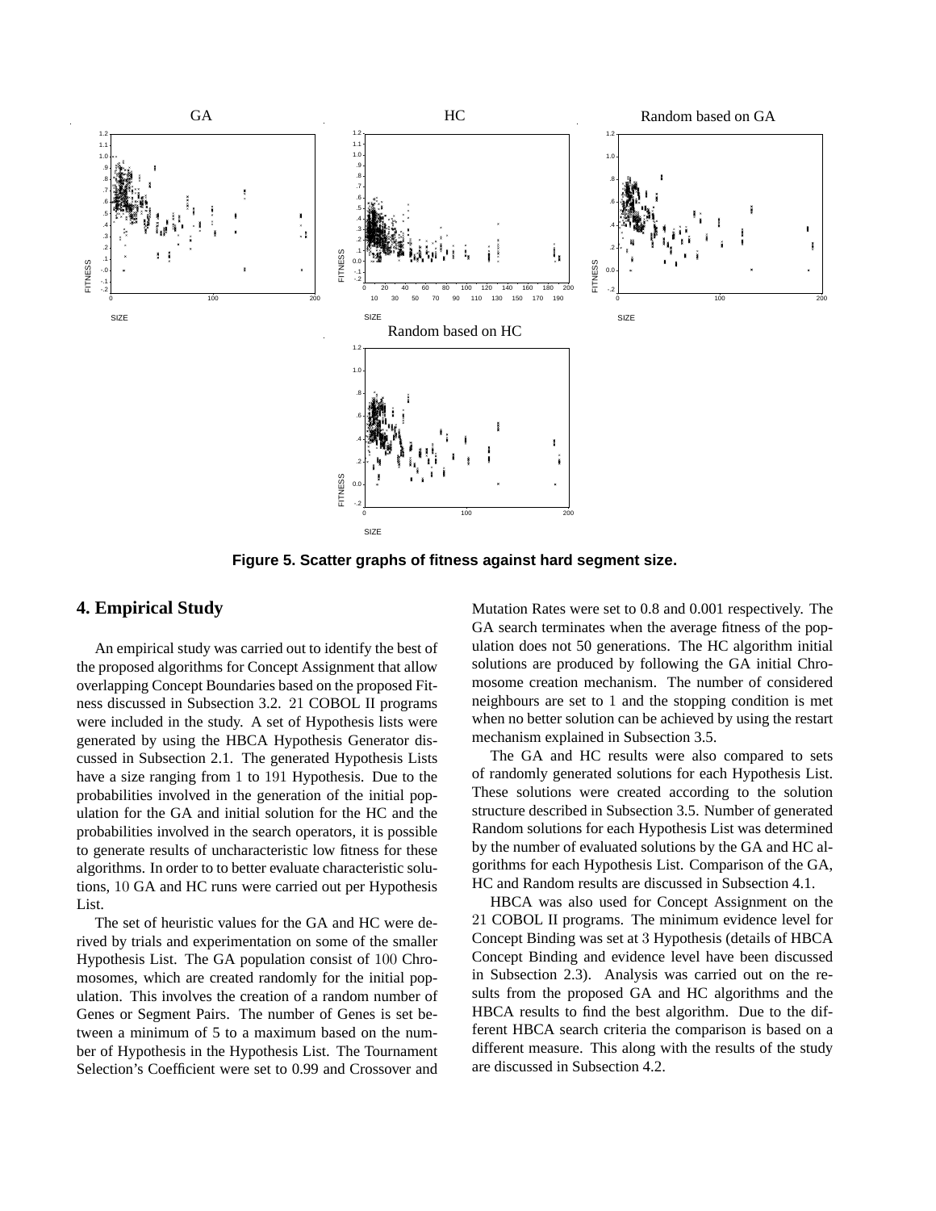**Figure 5. Scatter graphs of fitness against hard segment size.**

## 4. Empirical Study

An empirical study was carried out to identify the best of the proposed algorithms for Concept Assignment that allow overlapping Concept Boundaries based on the proposed Fitness discussed in Subsection 3.2. 21 COBOL II programs were included in the study. A set of Hypothesis lists were generated by using the HBCA Hypothesis Generator discussed in Subsection 2.1. The generated Hypothesis Lists have a size ranging from 1 to 191 Hypothesis. Due to the probabilities involved in the generation of the initial population for the GA and initial solution for the HC and the probabilities involved in the search operators, it is possible to generate results of uncharacteristic low fitness for these algorithms. In order to to better evaluate characteristic solutions, 10 GA and HC runs were carried out per Hypothesis List.

The set of heuristic values for the GA and HC were derived by trials and experimentation on some of the smaller Hypothesis List. The GA population consist of 100 Chromosomes, which are created randomly for the initial population. This involves the creation of a random number of Genes or Segment Pairs. The number of Genes is set between a minimum of 5 to a maximum based on the number of Hypothesis in the Hypothesis List. The Tournament Selection's Coefficient were set to 0.99 and Crossover and Mutation Rates were set to 0.8 and 0.001 respectively. The GA search terminates when the average fitness of the population does not 50 generations. The HC algorithm initial solutions are produced by following the GA initial Chromosome creation mechanism. The number of considered neighbours are set to 1 and the stopping condition is met when no better solution can be achieved by using the restart mechanism explained in Subsection 3.5.

The GA and HC results were also compared to sets of randomly generated solutions for each Hypothesis List. These solutions were created according to the solution structure described in Subsection 3.5. Number of generated Random solutions for each Hypothesis List was determined by the number of evaluated solutions by the GA and HC algorithms for each Hypothesis List. Comparison of the GA, HC and Random results are discussed in Subsection 4.1.

HBCA was also used for Concept Assignment on the 21 COBOL II programs. The minimum evidence level for Concept Binding was set at 3 Hypothesis (details of HBCA Concept Binding and evidence level have been discussed in Subsection 2.3). Analysis was carried out on the results from the proposed GA and HC algorithms and the HBCA results to find the best algorithm. Due to the different HBCA search criteria the comparison is based on a different measure. This along with the results of the study are discussed in Subsection 4.2.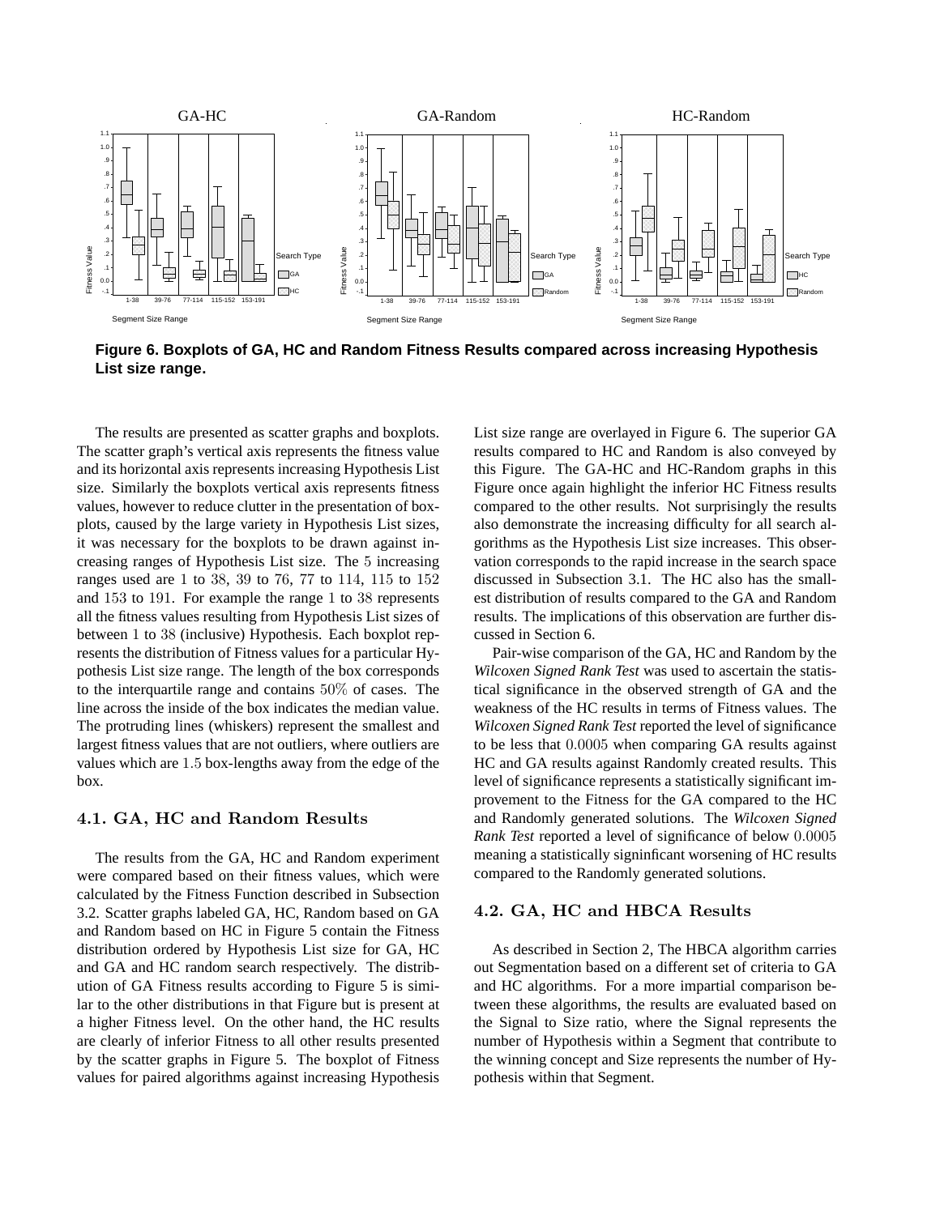**Figure 6. Boxplots of GA, HC and Random Fitness Results compared across increasing Hypothesis List size range.**

The results are presented as scatter graphs and boxplots. The scatter graph's vertical axis represents the fitness value and its horizontal axis represents increasing Hypothesis List size. Similarly the boxplots vertical axis represents fitness values, however to reduce clutter in the presentation of boxplots, caused by the large variety in Hypothesis List sizes, it was necessary for the boxplots to be drawn against increasing ranges of Hypothesis List size. The $5$ increasing ranges used are $1$ to $38$, $39$ to $76$, $77$ to $114$, $115$ to $152$ and $153$ to $191$. For example the range $1$ to $38$ represents all the fitness values resulting from Hypothesis List sizes of between $1$ to $38$ (inclusive) Hypothesis. Each boxplot represents the distribution of Fitness values for a particular Hypothesis List size range. The length of the box corresponds to the interquartile range and contains $50\%$ of cases. The line across the inside of the box indicates the median value. The protruding lines (whiskers) represent the smallest and largest fitness values that are not outliers, where outliers are values which are $1.5$ box-lengths away from the edge of the box.

### 4.1. GA, HC and Random Results

The results from the GA, HC and Random experiment were compared based on their fitness values, which were calculated by the Fitness Function described in Subsection 3.2. Scatter graphs labeled GA, HC, Random based on GA and Random based on HC in Figure 5 contain the Fitness distribution ordered by Hypothesis List size for GA, HC and GA and HC random search respectively. The distribution of GA Fitness results according to Figure 5 is similar to the other distributions in that Figure but is present at a higher Fitness level. On the other hand, the HC results are clearly of inferior Fitness to all other results presented by the scatter graphs in Figure 5. The boxplot of Fitness values for paired algorithms against increasing Hypothesis List size range are overlayed in Figure 6. The superior GA results compared to HC and Random is also conveyed by this Figure. The GA-HC and HC-Random graphs in this Figure once again highlight the inferior HC Fitness results compared to the other results. Not surprisingly the results also demonstrate the increasing difficulty for all search algorithms as the Hypothesis List size increases. This observation corresponds to the rapid increase in the search space discussed in Subsection 3.1. The HC also has the smallest distribution of results compared to the GA and Random results. The implications of this observation are further discussed in Section 6.

Pair-wise comparison of the GA, HC and Random by the *Wilcoxen Signed Rank Test* was used to ascertain the statistical significance in the observed strength of GA and the weakness of the HC results in terms of Fitness values. The *Wilcoxen Signed Rank Test* reported the level of significance to be less that $0.0005$ when comparing GA results against HC and GA results against Randomly created results. This level of significance represents a statistically significant improvement to the Fitness for the GA compared to the HC and Randomly generated solutions. The *Wilcoxen Signed Rank Test* reported a level of significance of below $0.0005$ meaning a statistically signinficant worsening of HC results compared to the Randomly generated solutions.

### 4.2. GA, HC and HBCA Results

As described in Section 2, The HBCA algorithm carries out Segmentation based on a different set of criteria to GA and HC algorithms. For a more impartial comparison between these algorithms, the results are evaluated based on the Signal to Size ratio, where the Signal represents the number of Hypothesis within a Segment that contribute to the winning concept and Size represents the number of Hypothesis within that Segment.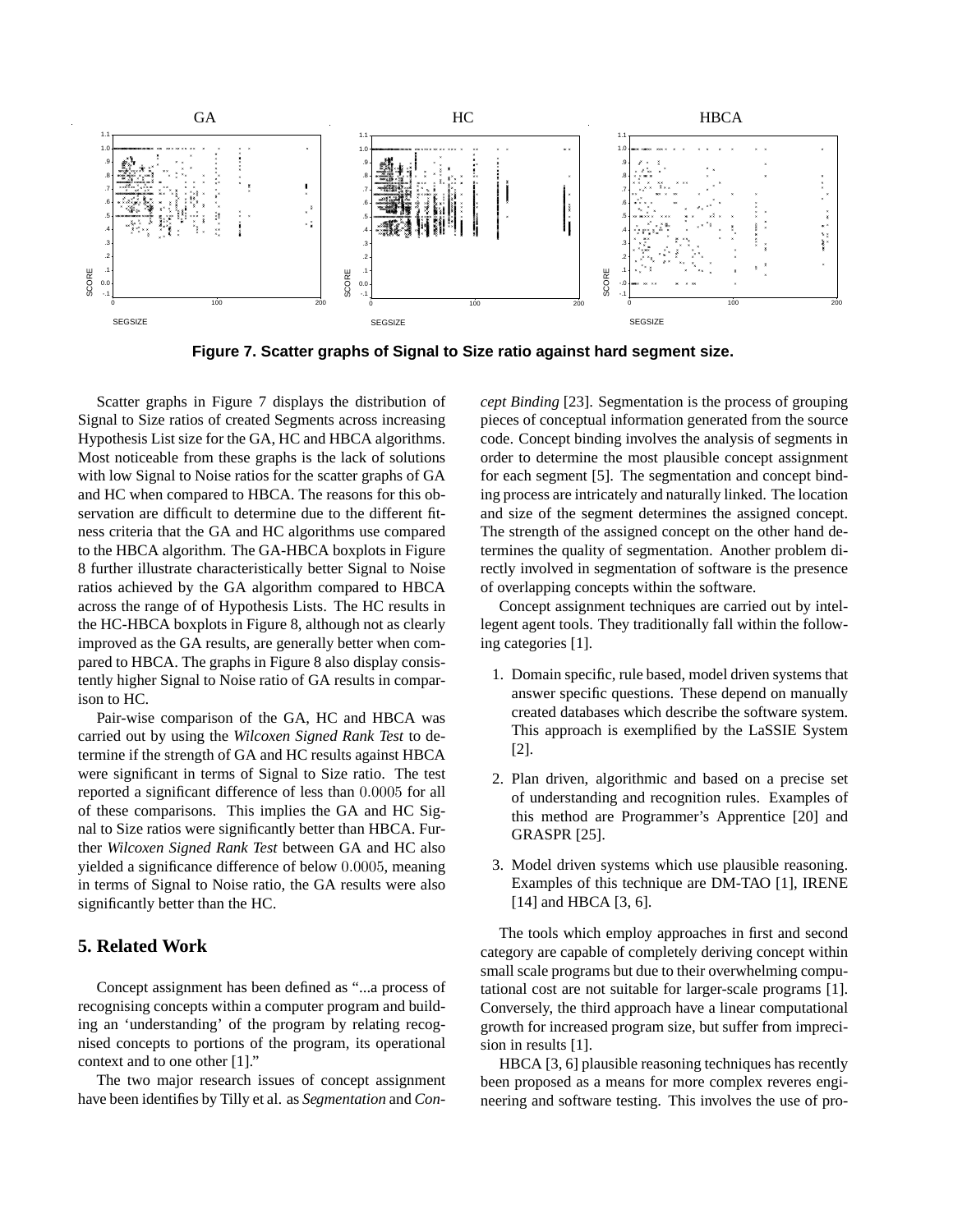**Figure 7. Scatter graphs of Signal to Size ratio against hard segment size.**

Scatter graphs in Figure 7 displays the distribution of Signal to Size ratios of created Segments across increasing Hypothesis List size for the GA, HC and HBCA algorithms. Most noticeable from these graphs is the lack of solutions with low Signal to Noise ratios for the scatter graphs of GA and HC when compared to HBCA. The reasons for this observation are difficult to determine due to the different fitness criteria that the GA and HC algorithms use compared to the HBCA algorithm. The GA-HBCA boxplots in Figure 8 further illustrate characteristically better Signal to Noise ratios achieved by the GA algorithm compared to HBCA across the range of of Hypothesis Lists. The HC results in the HC-HBCA boxplots in Figure 8, although not as clearly improved as the GA results, are generally better when compared to HBCA. The graphs in Figure 8 also display consistently higher Signal to Noise ratio of GA results in comparison to HC.

Pair-wise comparison of the GA, HC and HBCA was carried out by using the *Wilcoxen Signed Rank Test* to determine if the strength of GA and HC results against HBCA were significant in terms of Signal to Size ratio. The test reported a significant difference of less than $0.0005$ for all of these comparisons. This implies the GA and HC Signal to Size ratios were significantly better than HBCA. Further *Wilcoxen Signed Rank Test* between GA and HC also yielded a significance difference of below $0.0005$, meaning in terms of Signal to Noise ratio, the GA results were also significantly better than the HC.

## 5. Related Work

Concept assignment has been defined as "...a process of recognising concepts within a computer program and building an 'understanding' of the program by relating recognised concepts to portions of the program, its operational context and to one other [1]."

The two major research issues of concept assignment have been identifies by Tilly et al. as *Segmentation* and *Concept Binding* [23]. Segmentation is the process of grouping pieces of conceptual information generated from the source code. Concept binding involves the analysis of segments in order to determine the most plausible concept assignment for each segment [5]. The segmentation and concept binding process are intricately and naturally linked. The location and size of the segment determines the assigned concept. The strength of the assigned concept on the other hand determines the quality of segmentation. Another problem directly involved in segmentation of software is the presence of overlapping concepts within the software.

Concept assignment techniques are carried out by intellegent agent tools. They traditionally fall within the following categories [1].

1. Domain specific, rule based, model driven systems that answer specific questions. These depend on manually created databases which describe the software system. This approach is exemplified by the LaSSIE System [2].
2. Plan driven, algorithmic and based on a precise set of understanding and recognition rules. Examples of this method are Programmer's Apprentice [20] and GRASPR [25].
3. Model driven systems which use plausible reasoning. Examples of this technique are DM-TAO [1], IRENE [14] and HBCA [3, 6].

The tools which employ approaches in first and second category are capable of completely deriving concept within small scale programs but due to their overwhelming computational cost are not suitable for larger-scale programs [1]. Conversely, the third approach have a linear computational growth for increased program size, but suffer from imprecision in results [1].

HBCA [3, 6] plausible reasoning techniques has recently been proposed as a means for more complex reveres engineering and software testing. This involves the use of pro-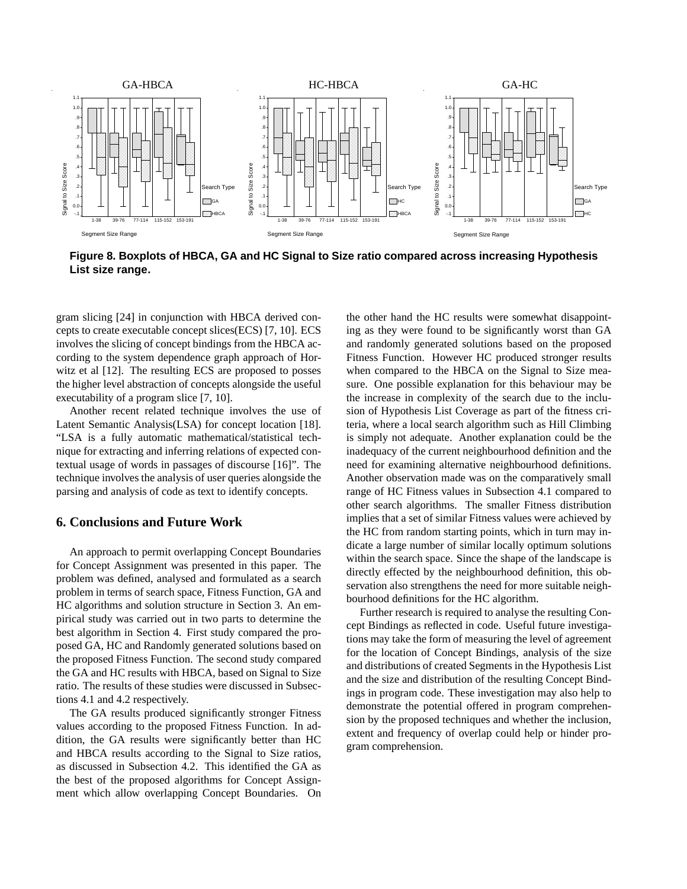**Figure 8. Boxplots of HBCA, GA and HC Signal to Size ratio compared across increasing Hypothesis List size range.**

gram slicing [24] in conjunction with HBCA derived concepts to create executable concept slices(ECS) [7, 10]. ECS involves the slicing of concept bindings from the HBCA according to the system dependence graph approach of Horwitz et al [12]. The resulting ECS are proposed to posses the higher level abstraction of concepts alongside the useful executability of a program slice [7, 10].

Another recent related technique involves the use of Latent Semantic Analysis(LSA) for concept location [18]. "LSA is a fully automatic mathematical/statistical technique for extracting and inferring relations of expected contextual usage of words in passages of discourse [16]". The technique involves the analysis of user queries alongside the parsing and analysis of code as text to identify concepts.

## 6. Conclusions and Future Work

An approach to permit overlapping Concept Boundaries for Concept Assignment was presented in this paper. The problem was defined, analysed and formulated as a search problem in terms of search space, Fitness Function, GA and HC algorithms and solution structure in Section 3. An empirical study was carried out in two parts to determine the best algorithm in Section 4. First study compared the proposed GA, HC and Randomly generated solutions based on the proposed Fitness Function. The second study compared the GA and HC results with HBCA, based on Signal to Size ratio. The results of these studies were discussed in Subsections 4.1 and 4.2 respectively.

The GA results produced significantly stronger Fitness values according to the proposed Fitness Function. In addition, the GA results were significantly better than HC and HBCA results according to the Signal to Size ratios, as discussed in Subsection 4.2. This identified the GA as the best of the proposed algorithms for Concept Assignment which allow overlapping Concept Boundaries. On the other hand the HC results were somewhat disappointing as they were found to be significantly worst than GA and randomly generated solutions based on the proposed Fitness Function. However HC produced stronger results when compared to the HBCA on the Signal to Size measure. One possible explanation for this behaviour may be the increase in complexity of the search due to the inclusion of Hypothesis List Coverage as part of the fitness criteria, where a local search algorithm such as Hill Climbing is simply not adequate. Another explanation could be the inadequacy of the current neighbourhood definition and the need for examining alternative neighbourhood definitions. Another observation made was on the comparatively small range of HC Fitness values in Subsection 4.1 compared to other search algorithms. The smaller Fitness distribution implies that a set of similar Fitness values were achieved by the HC from random starting points, which in turn may indicate a large number of similar locally optimum solutions within the search space. Since the shape of the landscape is directly effected by the neighbourhood definition, this observation also strengthens the need for more suitable neighbourhood definitions for the HC algorithm.

Further research is required to analyse the resulting Concept Bindings as reflected in code. Useful future investigations may take the form of measuring the level of agreement for the location of Concept Bindings, analysis of the size and distributions of created Segments in the Hypothesis List and the size and distribution of the resulting Concept Bindings in program code. These investigation may also help to demonstrate the potential offered in program comprehension by the proposed techniques and whether the inclusion, extent and frequency of overlap could help or hinder program comprehension.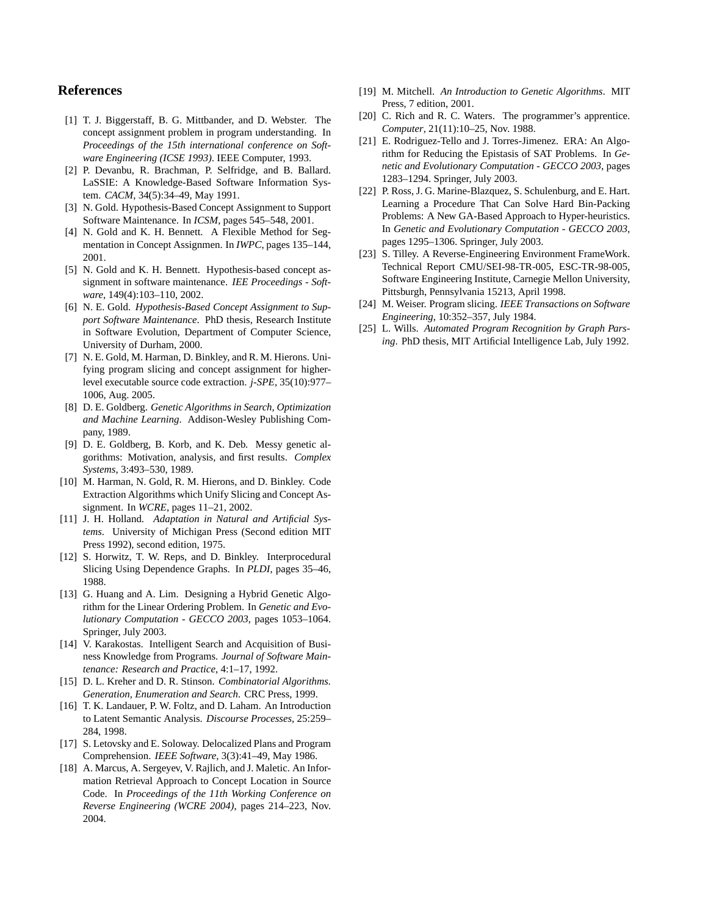## References

[1] T. J. Biggerstaff, B. G. Mittbander, and D. Webster. The concept assignment problem in program understanding. In *Proceedings of the 15th international conference on Software Engineering (ICSE 1993)*. IEEE Computer, 1993.

[2] P. Devanbu, R. Brachman, P. Selfridge, and B. Ballard. LaSSIE: A Knowledge-Based Software Information System. *CACM*, 34(5):34–49, May 1991.

[3] N. Gold. Hypothesis-Based Concept Assignment to Support Software Maintenance. In *ICSM*, pages 545–548, 2001.

[4] N. Gold and K. H. Bennett. A Flexible Method for Segmentation in Concept Assignmen. In *IWPC*, pages 135–144, 2001.

[5] N. Gold and K. H. Bennett. Hypothesis-based concept assignment in software maintenance. *IEE Proceedings - Software*, 149(4):103–110, 2002.

[6] N. E. Gold. *Hypothesis-Based Concept Assignment to Support Software Maintenance*. PhD thesis, Research Institute in Software Evolution, Department of Computer Science, University of Durham, 2000.

[7] N. E. Gold, M. Harman, D. Binkley, and R. M. Hierons. Unifying program slicing and concept assignment for higher-level executable source code extraction. *j-SPE*, 35(10):977–1006, Aug. 2005.

[8] D. E. Goldberg. *Genetic Algorithms in Search, Optimization and Machine Learning*. Addison-Wesley Publishing Company, 1989.

[9] D. E. Goldberg, B. Korb, and K. Deb. Messy genetic algorithms: Motivation, analysis, and first results. *Complex Systems*, 3:493–530, 1989.

[10] M. Harman, N. Gold, R. M. Hierons, and D. Binkley. Code Extraction Algorithms which Unify Slicing and Concept Assignment. In *WCRE*, pages 11–21, 2002.

[11] J. H. Holland. *Adaptation in Natural and Artificial Systems*. University of Michigan Press (Second edition MIT Press 1992), second edition, 1975.

[12] S. Horwitz, T. W. Reps, and D. Binkley. Interprocedural Slicing Using Dependence Graphs. In *PLDI*, pages 35–46, 1988.

[13] G. Huang and A. Lim. Designing a Hybrid Genetic Algorithm for the Linear Ordering Problem. In *Genetic and Evolutionary Computation - GECCO 2003*, pages 1053–1064. Springer, July 2003.

[14] V. Karakostas. Intelligent Search and Acquisition of Business Knowledge from Programs. *Journal of Software Maintenance: Research and Practice*, 4:1–17, 1992.

[15] D. L. Kreher and D. R. Stinson. *Combinatorial Algorithms. Generation, Enumeration and Search*. CRC Press, 1999.

[16] T. K. Landauer, P. W. Foltz, and D. Laham. An Introduction to Latent Semantic Analysis. *Discourse Processes*, 25:259–284, 1998.

[17] S. Letovsky and E. Soloway. Delocalized Plans and Program Comprehension. *IEEE Software*, 3(3):41–49, May 1986.

[18] A. Marcus, A. Sergeyev, V. Rajlich, and J. Maletic. An Information Retrieval Approach to Concept Location in Source Code. In *Proceedings of the 11th Working Conference on Reverse Engineering (WCRE 2004)*, pages 214–223, Nov. 2004.

[19] M. Mitchell. *An Introduction to Genetic Algorithms*. MIT Press, 7 edition, 2001.

[20] C. Rich and R. C. Waters. The programmer's apprentice. *Computer*, 21(11):10–25, Nov. 1988.

[21] E. Rodriguez-Tello and J. Torres-Jimenez. ERA: An Algorithm for Reducing the Epistasis of SAT Problems. In *Genetic and Evolutionary Computation - GECCO 2003*, pages 1283–1294. Springer, July 2003.

[22] P. Ross, J. G. Marine-Blazquez, S. Schulenburg, and E. Hart. Learning a Procedure That Can Solve Hard Bin-Packing Problems: A New GA-Based Approach to Hyper-heuristics. In *Genetic and Evolutionary Computation - GECCO 2003*, pages 1295–1306. Springer, July 2003.

[23] S. Tilley. A Reverse-Engineering Environment FrameWork. Technical Report CMU/SEI-98-TR-005, ESC-TR-98-005, Software Engineering Institute, Carnegie Mellon University, Pittsburgh, Pennsylvania 15213, April 1998.

[24] M. Weiser. Program slicing. *IEEE Transactions on Software Engineering*, 10:352–357, July 1984.

[25] L. Wills. *Automated Program Recognition by Graph Parsing*. PhD thesis, MIT Artificial Intelligence Lab, July 1992.